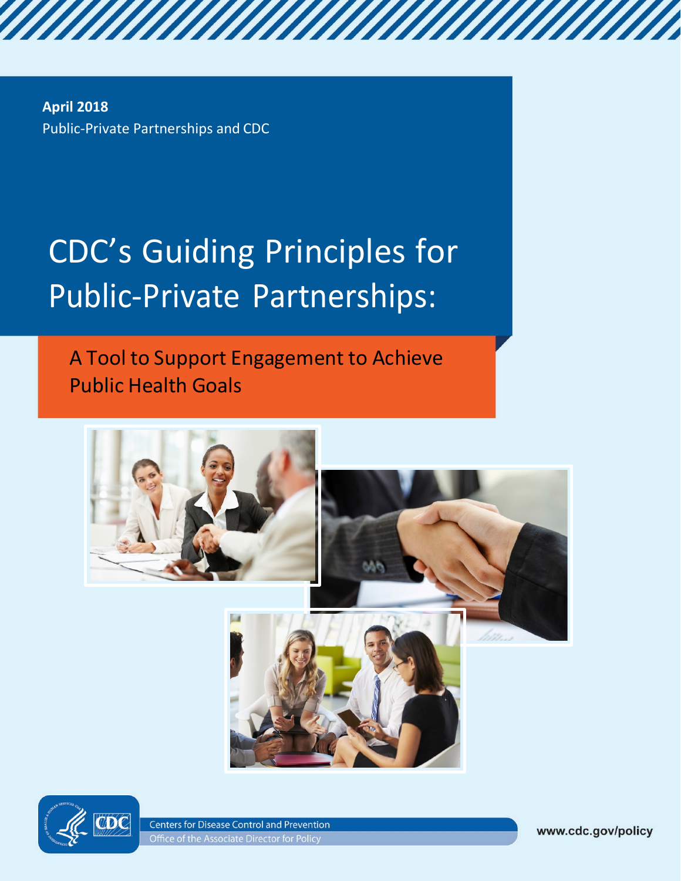**April 2018**

Public-Private Partnerships and CDC

# CDC's Guiding Principles for Public-Private Partnerships:

## A Tool to Support Engagement to Achieve Public Health Goals

Centers for Disease Control and Prevention

Office of the Associate Director for Policy

www.cdc.gov/policy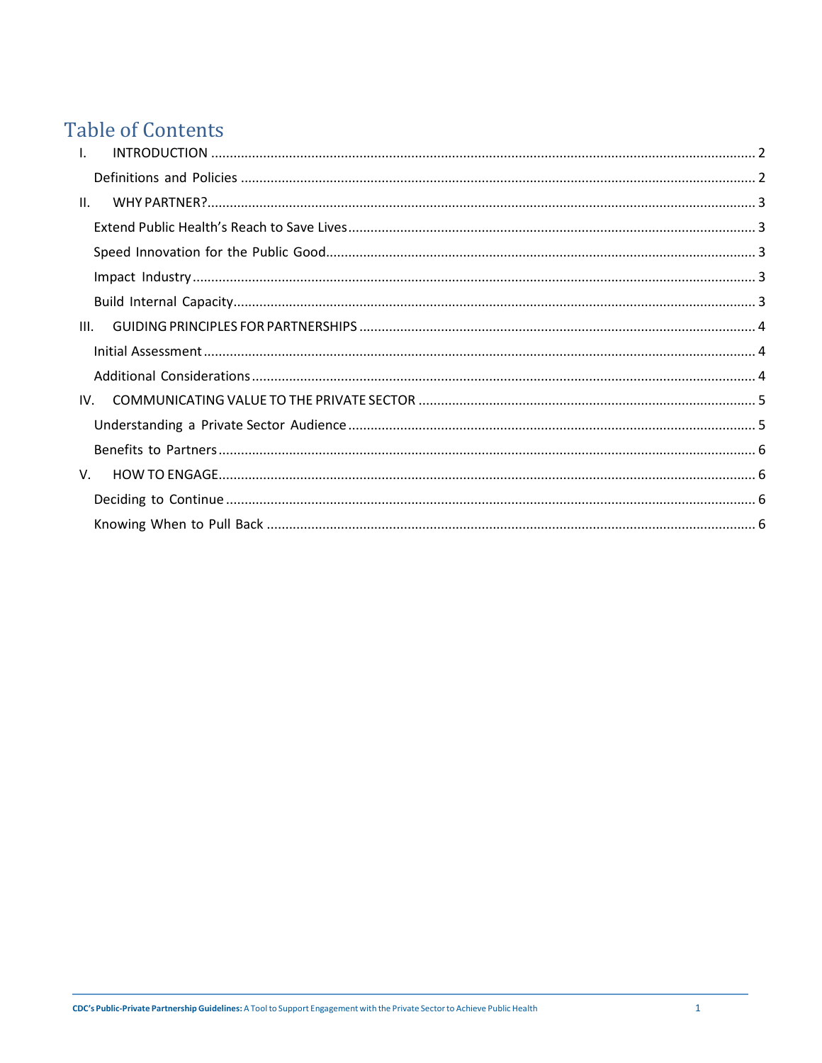# Table of Contents

- I. INTRODUCTION ........ 2
  - Definitions and Policies ........ 2
- II. WHY PARTNER? ........ 3
  - Extend Public Health's Reach to Save Lives ........ 3
  - Speed Innovation for the Public Good ........ 3
  - Impact Industry ........ 3
  - Build Internal Capacity ........ 3
- III. GUIDING PRINCIPLES FOR PARTNERSHIPS ........ 4
  - Initial Assessment ........ 4
  - Additional Considerations ........ 4
- IV. COMMUNICATING VALUE TO THE PRIVATE SECTOR ........ 5
  - Understanding a Private Sector Audience ........ 5
  - Benefits to Partners ........ 6
- V. HOW TO ENGAGE ........ 6
  - Deciding to Continue ........ 6
  - Knowing When to Pull Back ........ 6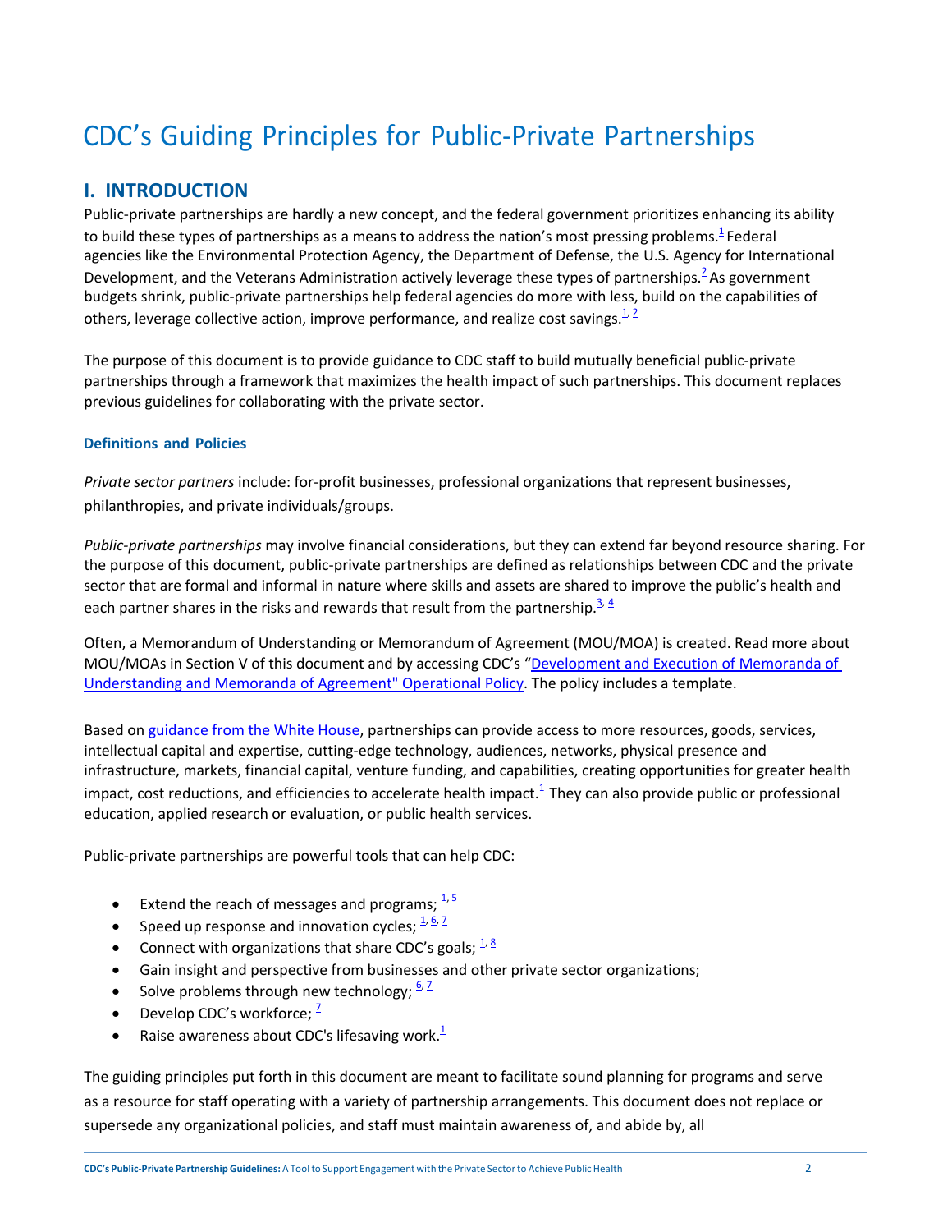# CDC's Guiding Principles for Public-Private Partnerships

## I. INTRODUCTION

Public-private partnerships are hardly a new concept, and the federal government prioritizes enhancing its ability to build these types of partnerships as a means to address the nation's most pressing problems.[1] Federal agencies like the Environmental Protection Agency, the Department of Defense, the U.S. Agency for International Development, and the Veterans Administration actively leverage these types of partnerships.[2] As government budgets shrink, public-private partnerships help federal agencies do more with less, build on the capabilities of others, leverage collective action, improve performance, and realize cost savings.[1, 2]

The purpose of this document is to provide guidance to CDC staff to build mutually beneficial public-private partnerships through a framework that maximizes the health impact of such partnerships. This document replaces previous guidelines for collaborating with the private sector.

### Definitions and Policies

*Private sector partners* include: for-profit businesses, professional organizations that represent businesses, philanthropies, and private individuals/groups.

*Public-private partnerships* may involve financial considerations, but they can extend far beyond resource sharing. For the purpose of this document, public-private partnerships are defined as relationships between CDC and the private sector that are formal and informal in nature where skills and assets are shared to improve the public's health and each partner shares in the risks and rewards that result from the partnership.[3, 4]

Often, a Memorandum of Understanding or Memorandum of Agreement (MOU/MOA) is created. Read more about MOU/MOAs in Section V of this document and by accessing CDC's "Development and Execution of Memoranda of Understanding and Memoranda of Agreement" Operational Policy. The policy includes a template.

Based on guidance from the White House, partnerships can provide access to more resources, goods, services, intellectual capital and expertise, cutting-edge technology, audiences, networks, physical presence and infrastructure, markets, financial capital, venture funding, and capabilities, creating opportunities for greater health impact, cost reductions, and efficiencies to accelerate health impact.[1] They can also provide public or professional education, applied research or evaluation, or public health services.

Public-private partnerships are powerful tools that can help CDC:

- Extend the reach of messages and programs; [1, 5]
- Speed up response and innovation cycles; [1, 6, 7]
- Connect with organizations that share CDC's goals; [1, 8]
- Gain insight and perspective from businesses and other private sector organizations;
- Solve problems through new technology; [6, 7]
- Develop CDC's workforce; [7]
- Raise awareness about CDC's lifesaving work.[1]

The guiding principles put forth in this document are meant to facilitate sound planning for programs and serve as a resource for staff operating with a variety of partnership arrangements. This document does not replace or supersede any organizational policies, and staff must maintain awareness of, and abide by, all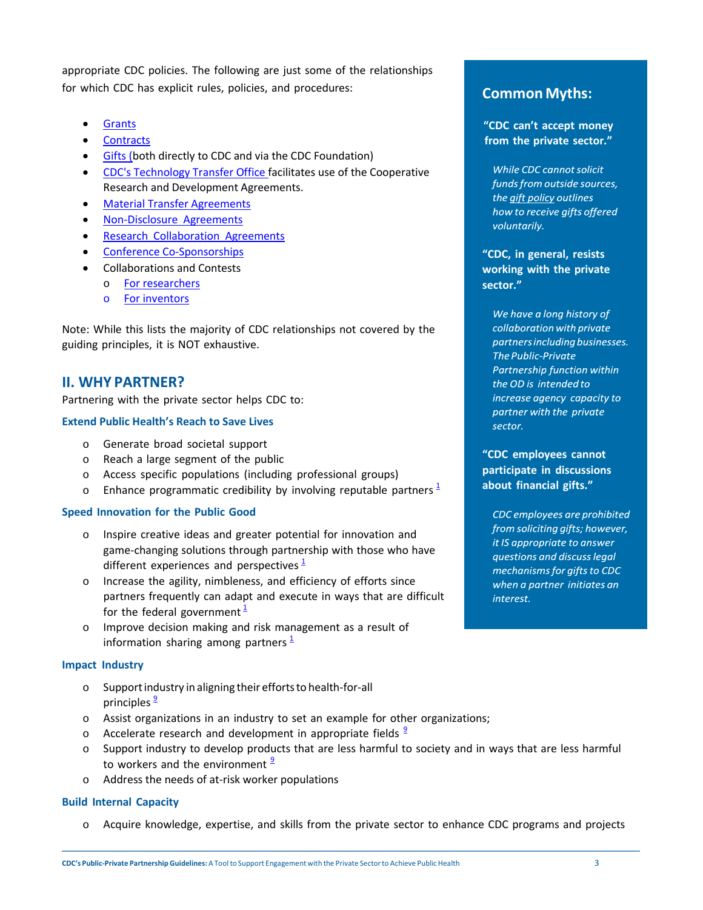appropriate CDC policies. The following are just some of the relationships for which CDC has explicit rules, policies, and procedures:

- Grants
- Contracts
- Gifts (both directly to CDC and via the CDC Foundation)
- CDC's Technology Transfer Office facilitates use of the Cooperative Research and Development Agreements.
- Material Transfer Agreements
- Non-Disclosure Agreements
- Research Collaboration Agreements
- Conference Co-Sponsorships
- Collaborations and Contests
  - For researchers
  - For inventors

Note: While this lists the majority of CDC relationships not covered by the guiding principles, it is NOT exhaustive.

## II. WHY PARTNER?

Partnering with the private sector helps CDC to:

### Extend Public Health's Reach to Save Lives

- Generate broad societal support
- Reach a large segment of the public
- Access specific populations (including professional groups)
- Enhance programmatic credibility by involving reputable partners [1]

### Speed Innovation for the Public Good

- Inspire creative ideas and greater potential for innovation and game-changing solutions through partnership with those who have different experiences and perspectives [1]
- Increase the agility, nimbleness, and efficiency of efforts since partners frequently can adapt and execute in ways that are difficult for the federal government [1]
- Improve decision making and risk management as a result of information sharing among partners [1]

### Impact Industry

- Support industry in aligning their efforts to health-for-all principles [9]
- Assist organizations in an industry to set an example for other organizations;
- Accelerate research and development in appropriate fields [9]
- Support industry to develop products that are less harmful to society and in ways that are less harmful to workers and the environment [9]
- Address the needs of at-risk worker populations

### Build Internal Capacity

- Acquire knowledge, expertise, and skills from the private sector to enhance CDC programs and projects

## Common Myths:

**"CDC can't accept money from the private sector."**

*While CDC cannot solicit funds from outside sources, the gift policy outlines how to receive gifts offered voluntarily.*

**"CDC, in general, resists working with the private sector."**

*We have a long history of collaboration with private partners including businesses. The Public-Private Partnership function within the OD is intended to increase agency capacity to partner with the private sector.*

**"CDC employees cannot participate in discussions about financial gifts."**

*CDC employees are prohibited from soliciting gifts; however, it IS appropriate to answer questions and discuss legal mechanisms for gifts to CDC when a partner initiates an interest.*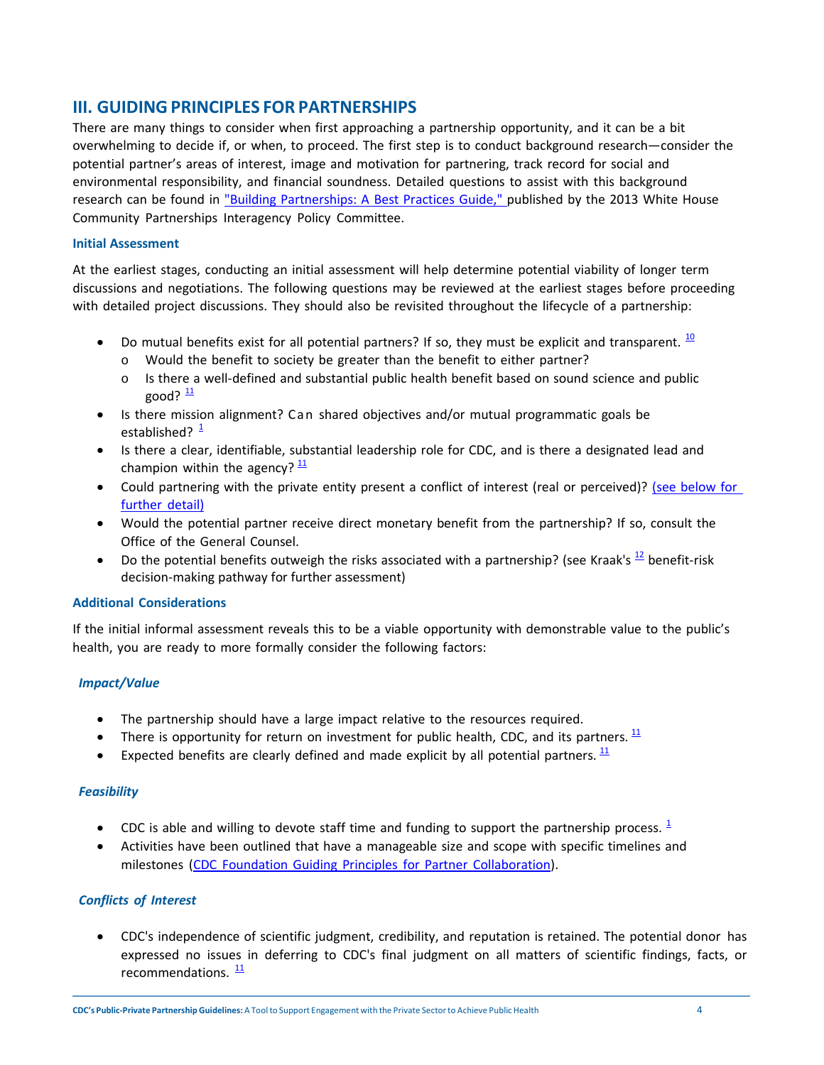## III. GUIDING PRINCIPLES FOR PARTNERSHIPS

There are many things to consider when first approaching a partnership opportunity, and it can be a bit overwhelming to decide if, or when, to proceed. The first step is to conduct background research—consider the potential partner's areas of interest, image and motivation for partnering, track record for social and environmental responsibility, and financial soundness. Detailed questions to assist with this background research can be found in "Building Partnerships: A Best Practices Guide," published by the 2013 White House Community Partnerships Interagency Policy Committee.

### Initial Assessment

At the earliest stages, conducting an initial assessment will help determine potential viability of longer term discussions and negotiations. The following questions may be reviewed at the earliest stages before proceeding with detailed project discussions. They should also be revisited throughout the lifecycle of a partnership:

- Do mutual benefits exist for all potential partners? If so, they must be explicit and transparent. [10]
  - Would the benefit to society be greater than the benefit to either partner?
  - Is there a well-defined and substantial public health benefit based on sound science and public good? [11]
- Is there mission alignment? Can shared objectives and/or mutual programmatic goals be established? [1]
- Is there a clear, identifiable, substantial leadership role for CDC, and is there a designated lead and champion within the agency? [11]
- Could partnering with the private entity present a conflict of interest (real or perceived)? (see below for further detail)
- Would the potential partner receive direct monetary benefit from the partnership? If so, consult the Office of the General Counsel.
- Do the potential benefits outweigh the risks associated with a partnership? (see Kraak's [12] benefit-risk decision-making pathway for further assessment)

### Additional Considerations

If the initial informal assessment reveals this to be a viable opportunity with demonstrable value to the public's health, you are ready to more formally consider the following factors:

#### *Impact/Value*

- The partnership should have a large impact relative to the resources required.
- There is opportunity for return on investment for public health, CDC, and its partners. [11]
- Expected benefits are clearly defined and made explicit by all potential partners. [11]

#### *Feasibility*

- CDC is able and willing to devote staff time and funding to support the partnership process. [1]
- Activities have been outlined that have a manageable size and scope with specific timelines and milestones (CDC Foundation Guiding Principles for Partner Collaboration).

#### *Conflicts of Interest*

- CDC's independence of scientific judgment, credibility, and reputation is retained. The potential donor has expressed no issues in deferring to CDC's final judgment on all matters of scientific findings, facts, or recommendations. [11]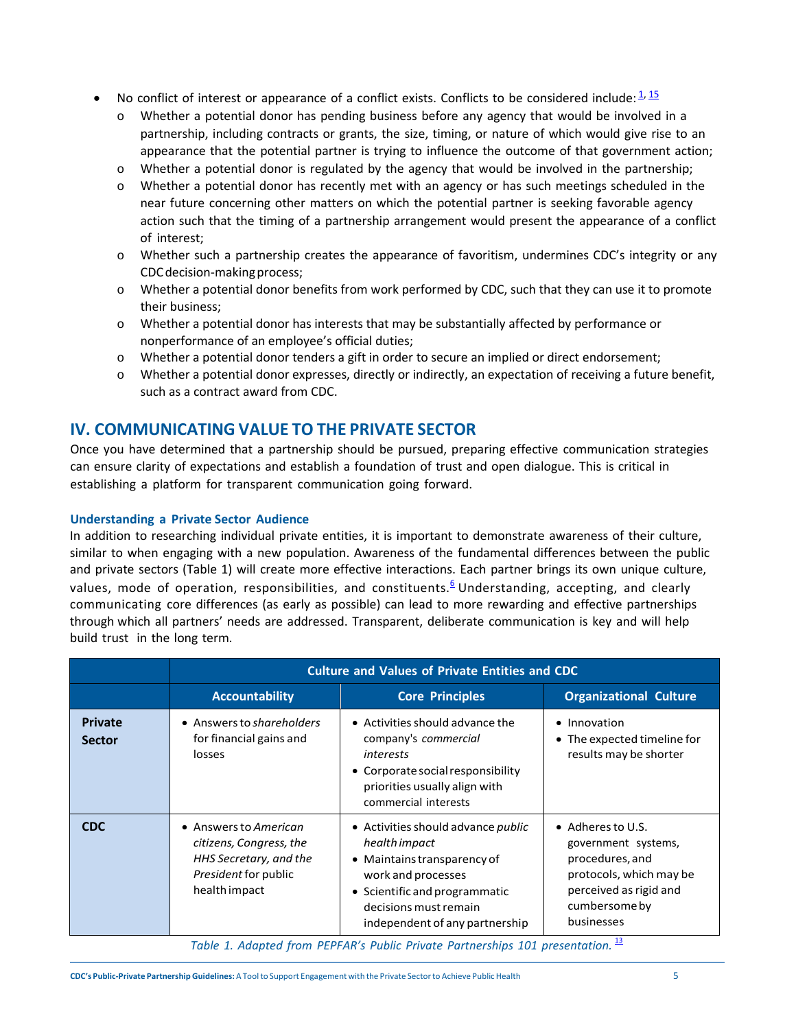- No conflict of interest or appearance of a conflict exists. Conflicts to be considered include:[1, 15]
  - Whether a potential donor has pending business before any agency that would be involved in a partnership, including contracts or grants, the size, timing, or nature of which would give rise to an appearance that the potential partner is trying to influence the outcome of that government action;
  - Whether a potential donor is regulated by the agency that would be involved in the partnership;
  - Whether a potential donor has recently met with an agency or has such meetings scheduled in the near future concerning other matters on which the potential partner is seeking favorable agency action such that the timing of a partnership arrangement would present the appearance of a conflict of interest;
  - Whether such a partnership creates the appearance of favoritism, undermines CDC's integrity or any CDC decision-making process;
  - Whether a potential donor benefits from work performed by CDC, such that they can use it to promote their business;
  - Whether a potential donor has interests that may be substantially affected by performance or nonperformance of an employee's official duties;
  - Whether a potential donor tenders a gift in order to secure an implied or direct endorsement;
  - Whether a potential donor expresses, directly or indirectly, an expectation of receiving a future benefit, such as a contract award from CDC.

## IV. COMMUNICATING VALUE TO THE PRIVATE SECTOR

Once you have determined that a partnership should be pursued, preparing effective communication strategies can ensure clarity of expectations and establish a foundation of trust and open dialogue. This is critical in establishing a platform for transparent communication going forward.

### Understanding a Private Sector Audience

In addition to researching individual private entities, it is important to demonstrate awareness of their culture, similar to when engaging with a new population. Awareness of the fundamental differences between the public and private sectors (Table 1) will create more effective interactions. Each partner brings its own unique culture, values, mode of operation, responsibilities, and constituents.[6] Understanding, accepting, and clearly communicating core differences (as early as possible) can lead to more rewarding and effective partnerships through which all partners' needs are addressed. Transparent, deliberate communication is key and will help build trust in the long term.

| | Culture and Values of Private Entities and CDC | | |
|---|---|---|---|
| | **Accountability** | **Core Principles** | **Organizational Culture** |
| **Private Sector** | • Answers to *shareholders* for financial gains and losses | • Activities should advance the company's *commercial interests*<br>• Corporate social responsibility priorities usually align with commercial interests | • Innovation<br>• The expected timeline for results may be shorter |
| **CDC** | • Answers to *American citizens, Congress, the HHS Secretary, and the President* for public health impact | • Activities should advance *public health impact*<br>• Maintains transparency of work and processes<br>• Scientific and programmatic decisions must remain independent of any partnership | • Adheres to U.S. government systems, procedures, and protocols, which may be perceived as rigid and cumbersome by businesses |

*Table 1. Adapted from PEPFAR's Public Private Partnerships 101 presentation.* [13]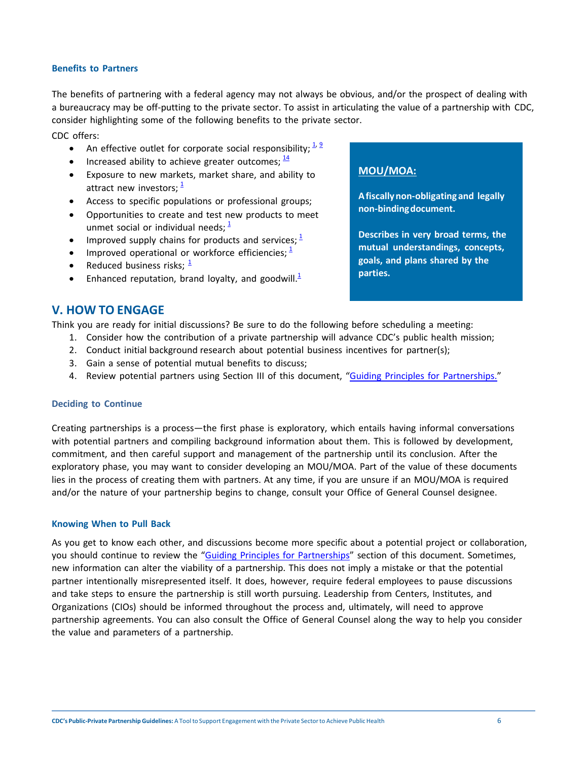### Benefits to Partners

The benefits of partnering with a federal agency may not always be obvious, and/or the prospect of dealing with a bureaucracy may be off-putting to the private sector. To assist in articulating the value of a partnership with CDC, consider highlighting some of the following benefits to the private sector.

CDC offers:

- An effective outlet for corporate social responsibility; [1, 9]
- Increased ability to achieve greater outcomes; [14]
- Exposure to new markets, market share, and ability to attract new investors; [1]
- Access to specific populations or professional groups;
- Opportunities to create and test new products to meet unmet social or individual needs; [1]
- Improved supply chains for products and services; [1]
- Improved operational or workforce efficiencies; [1]
- Reduced business risks; [1]
- Enhanced reputation, brand loyalty, and goodwill.[1]

**MOU/MOA:**

**A fiscally non-obligating and legally non-binding document.**

**Describes in very broad terms, the mutual understandings, concepts, goals, and plans shared by the parties.**

## V. HOW TO ENGAGE

Think you are ready for initial discussions? Be sure to do the following before scheduling a meeting:

1. Consider how the contribution of a private partnership will advance CDC's public health mission;
2. Conduct initial background research about potential business incentives for partner(s);
3. Gain a sense of potential mutual benefits to discuss;
4. Review potential partners using Section III of this document, "Guiding Principles for Partnerships."

### Deciding to Continue

Creating partnerships is a process—the first phase is exploratory, which entails having informal conversations with potential partners and compiling background information about them. This is followed by development, commitment, and then careful support and management of the partnership until its conclusion. After the exploratory phase, you may want to consider developing an MOU/MOA. Part of the value of these documents lies in the process of creating them with partners. At any time, if you are unsure if an MOU/MOA is required and/or the nature of your partnership begins to change, consult your Office of General Counsel designee.

### Knowing When to Pull Back

As you get to know each other, and discussions become more specific about a potential project or collaboration, you should continue to review the "Guiding Principles for Partnerships" section of this document. Sometimes, new information can alter the viability of a partnership. This does not imply a mistake or that the potential partner intentionally misrepresented itself. It does, however, require federal employees to pause discussions and take steps to ensure the partnership is still worth pursuing. Leadership from Centers, Institutes, and Organizations (CIOs) should be informed throughout the process and, ultimately, will need to approve partnership agreements. You can also consult the Office of General Counsel along the way to help you consider the value and parameters of a partnership.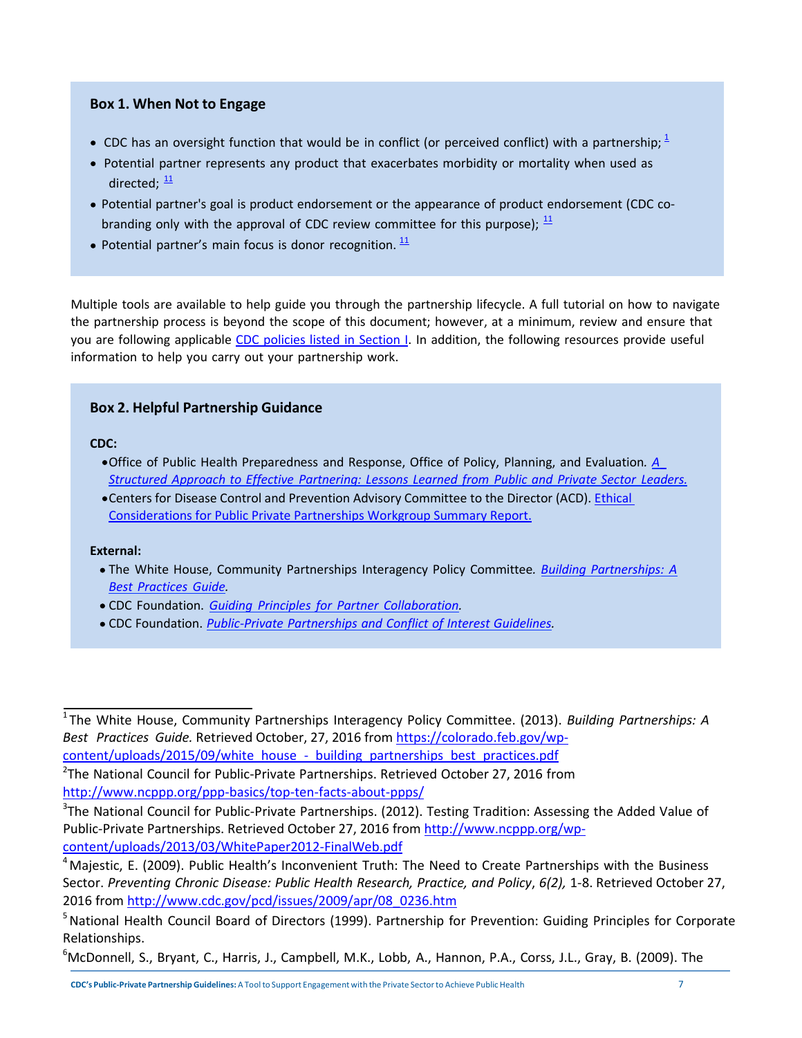**Box 1. When Not to Engage**

- CDC has an oversight function that would be in conflict (or perceived conflict) with a partnership; [1]
- Potential partner represents any product that exacerbates morbidity or mortality when used as directed; [11]
- Potential partner's goal is product endorsement or the appearance of product endorsement (CDC co-branding only with the approval of CDC review committee for this purpose); [11]
- Potential partner's main focus is donor recognition. [11]

Multiple tools are available to help guide you through the partnership lifecycle. A full tutorial on how to navigate the partnership process is beyond the scope of this document; however, at a minimum, review and ensure that you are following applicable CDC policies listed in Section I. In addition, the following resources provide useful information to help you carry out your partnership work.

**Box 2. Helpful Partnership Guidance**

**CDC:**

- Office of Public Health Preparedness and Response, Office of Policy, Planning, and Evaluation. *A Structured Approach to Effective Partnering: Lessons Learned from Public and Private Sector Leaders.*
- Centers for Disease Control and Prevention Advisory Committee to the Director (ACD). Ethical Considerations for Public Private Partnerships Workgroup Summary Report.

**External:**

- The White House, Community Partnerships Interagency Policy Committee. *Building Partnerships: A Best Practices Guide.*
- CDC Foundation. *Guiding Principles for Partner Collaboration.*
- CDC Foundation. *Public-Private Partnerships and Conflict of Interest Guidelines.*

---

[1] The White House, Community Partnerships Interagency Policy Committee. (2013). *Building Partnerships: A Best Practices Guide.* Retrieved October, 27, 2016 from https://colorado.feb.gov/wp-content/uploads/2015/09/white_house_-_building_partnerships_best_practices.pdf

[2] The National Council for Public-Private Partnerships. Retrieved October 27, 2016 from http://www.ncppp.org/ppp-basics/top-ten-facts-about-ppps/

[3] The National Council for Public-Private Partnerships. (2012). Testing Tradition: Assessing the Added Value of Public-Private Partnerships. Retrieved October 27, 2016 from http://www.ncppp.org/wp-content/uploads/2013/03/WhitePaper2012-FinalWeb.pdf

[4] Majestic, E. (2009). Public Health's Inconvenient Truth: The Need to Create Partnerships with the Business Sector. *Preventing Chronic Disease: Public Health Research, Practice, and Policy*, *6(2),* 1-8. Retrieved October 27, 2016 from http://www.cdc.gov/pcd/issues/2009/apr/08_0236.htm

[5] National Health Council Board of Directors (1999). Partnership for Prevention: Guiding Principles for Corporate Relationships.

[6] McDonnell, S., Bryant, C., Harris, J., Campbell, M.K., Lobb, A., Hannon, P.A., Corss, J.L., Gray, B. (2009). The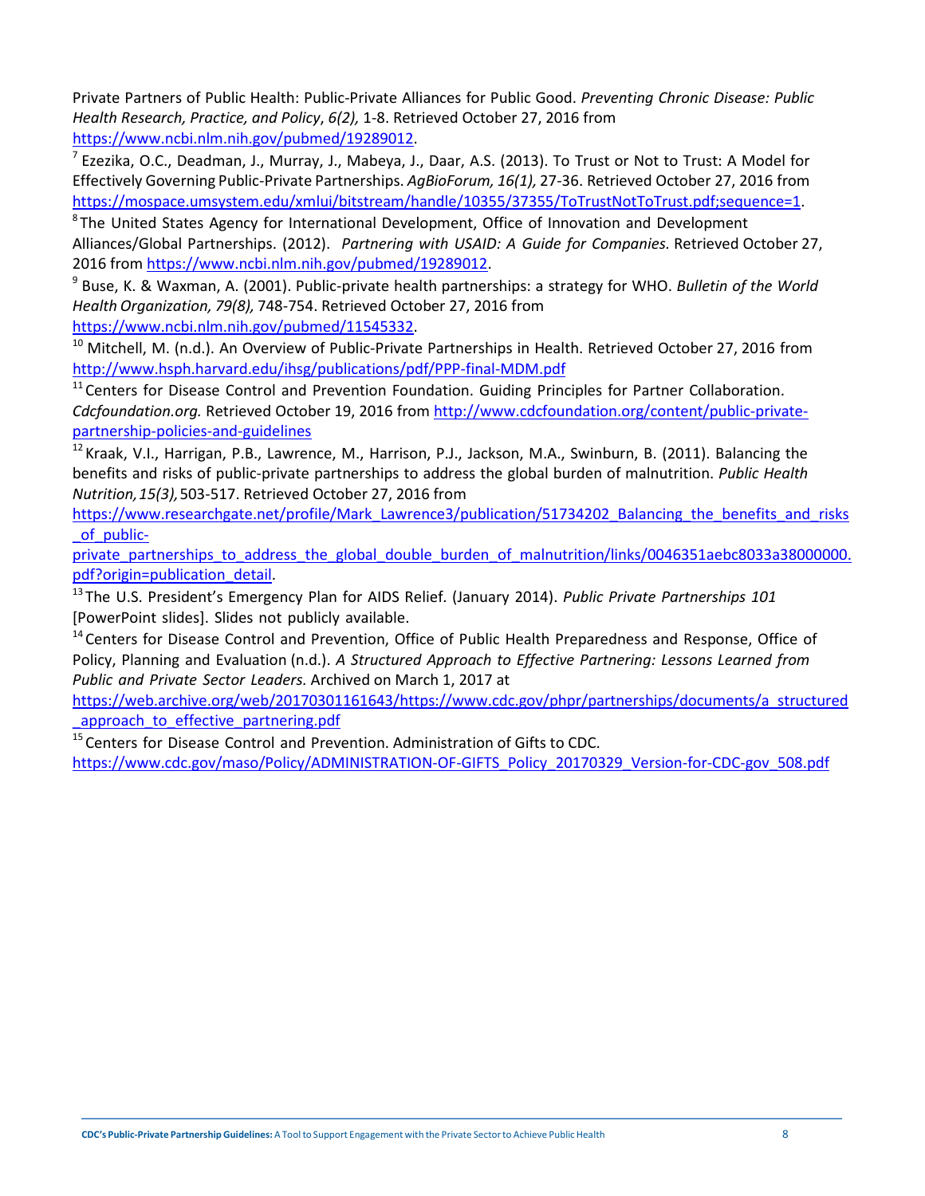Private Partners of Public Health: Public-Private Alliances for Public Good. *Preventing Chronic Disease: Public Health Research, Practice, and Policy*, *6(2),* 1-8. Retrieved October 27, 2016 from https://www.ncbi.nlm.nih.gov/pubmed/19289012.

[7] Ezezika, O.C., Deadman, J., Murray, J., Mabeya, J., Daar, A.S. (2013). To Trust or Not to Trust: A Model for Effectively Governing Public-Private Partnerships. *AgBioForum, 16(1),* 27-36. Retrieved October 27, 2016 from https://mospace.umsystem.edu/xmlui/bitstream/handle/10355/37355/ToTrustNotToTrust.pdf;sequence=1.

[8] The United States Agency for International Development, Office of Innovation and Development Alliances/Global Partnerships. (2012). *Partnering with USAID: A Guide for Companies.* Retrieved October 27, 2016 from https://www.ncbi.nlm.nih.gov/pubmed/19289012.

[9] Buse, K. & Waxman, A. (2001). Public-private health partnerships: a strategy for WHO. *Bulletin of the World Health Organization, 79(8),* 748-754. Retrieved October 27, 2016 from https://www.ncbi.nlm.nih.gov/pubmed/11545332.

[10] Mitchell, M. (n.d.). An Overview of Public-Private Partnerships in Health. Retrieved October 27, 2016 from http://www.hsph.harvard.edu/ihsg/publications/pdf/PPP-final-MDM.pdf

[11] Centers for Disease Control and Prevention Foundation. Guiding Principles for Partner Collaboration. *Cdcfoundation.org.* Retrieved October 19, 2016 from http://www.cdcfoundation.org/content/public-private-partnership-policies-and-guidelines

[12] Kraak, V.I., Harrigan, P.B., Lawrence, M., Harrison, P.J., Jackson, M.A., Swinburn, B. (2011). Balancing the benefits and risks of public-private partnerships to address the global burden of malnutrition. *Public Health Nutrition, 15(3),* 503-517. Retrieved October 27, 2016 from https://www.researchgate.net/profile/Mark_Lawrence3/publication/51734202_Balancing_the_benefits_and_risks_of_public-private_partnerships_to_address_the_global_double_burden_of_malnutrition/links/0046351aebc8033a38000000.pdf?origin=publication_detail.

[13] The U.S. President's Emergency Plan for AIDS Relief. (January 2014). *Public Private Partnerships 101* [PowerPoint slides]. Slides not publicly available.

[14] Centers for Disease Control and Prevention, Office of Public Health Preparedness and Response, Office of Policy, Planning and Evaluation (n.d.). *A Structured Approach to Effective Partnering: Lessons Learned from Public and Private Sector Leaders.* Archived on March 1, 2017 at https://web.archive.org/web/20170301161643/https://www.cdc.gov/phpr/partnerships/documents/a_structured_approach_to_effective_partnering.pdf

[15] Centers for Disease Control and Prevention. Administration of Gifts to CDC. https://www.cdc.gov/maso/Policy/ADMINISTRATION-OF-GIFTS_Policy_20170329_Version-for-CDC-gov_508.pdf